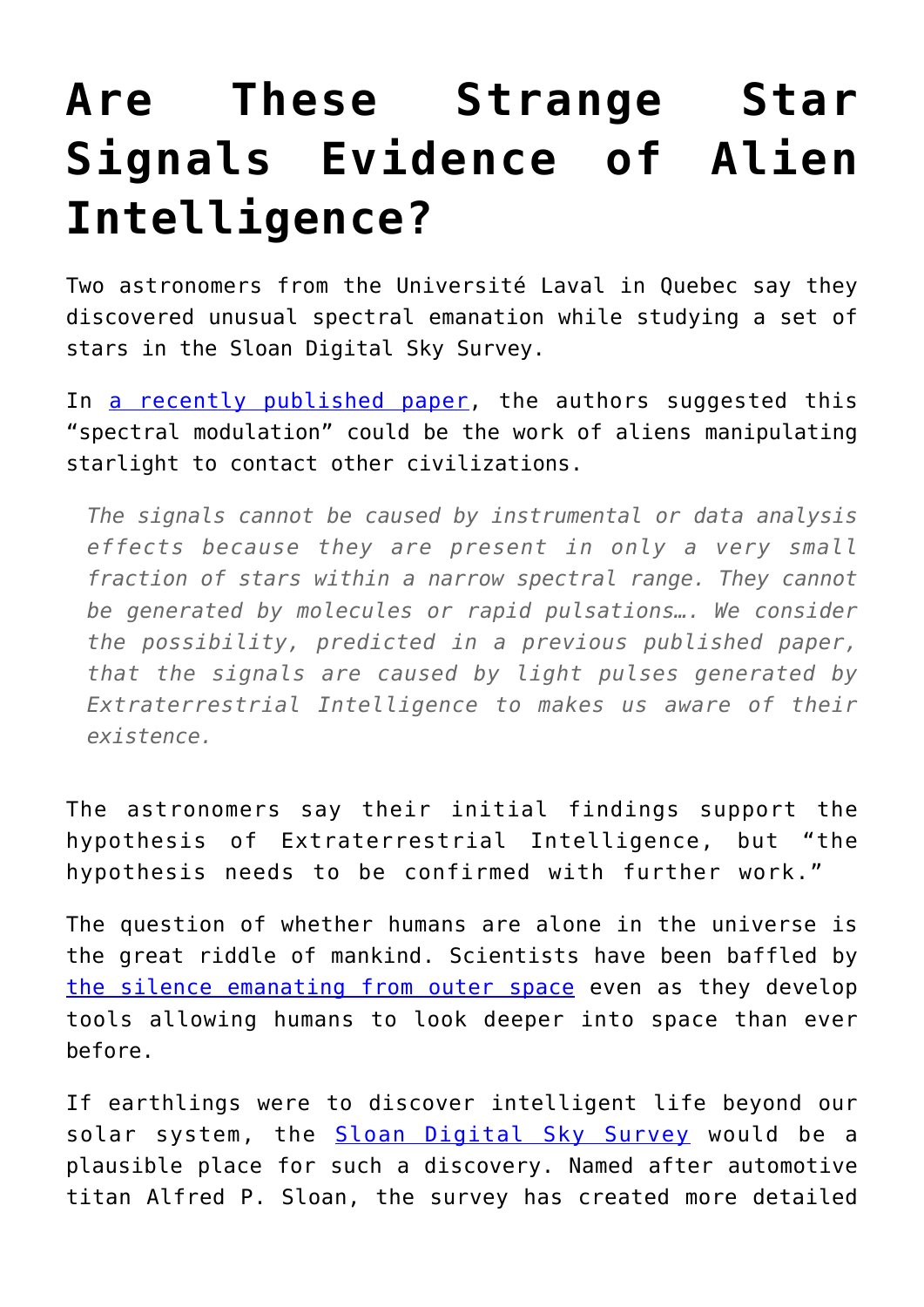# Are These Strange Star Signals Evidence of Alien Intelligence?

Two astronomers from the Université Laval in Quebec say they discovered unusual spectral emanation while studying a set of stars in the Sloan Digital Sky Survey.

In [a recently published paper](), the authors suggested this "spectral modulation" could be the work of aliens manipulating starlight to contact other civilizations.

> *The signals cannot be caused by instrumental or data analysis effects because they are present in only a very small fraction of stars within a narrow spectral range. They cannot be generated by molecules or rapid pulsations…. We consider the possibility, predicted in a previous published paper, that the signals are caused by light pulses generated by Extraterrestrial Intelligence to makes us aware of their existence.*

The astronomers say their initial findings support the hypothesis of Extraterrestrial Intelligence, but "the hypothesis needs to be confirmed with further work."

The question of whether humans are alone in the universe is the great riddle of mankind. Scientists have been baffled by [the silence emanating from outer space]() even as they develop tools allowing humans to look deeper into space than ever before.

If earthlings were to discover intelligent life beyond our solar system, the [Sloan Digital Sky Survey]() would be a plausible place for such a discovery. Named after automotive titan Alfred P. Sloan, the survey has created more detailed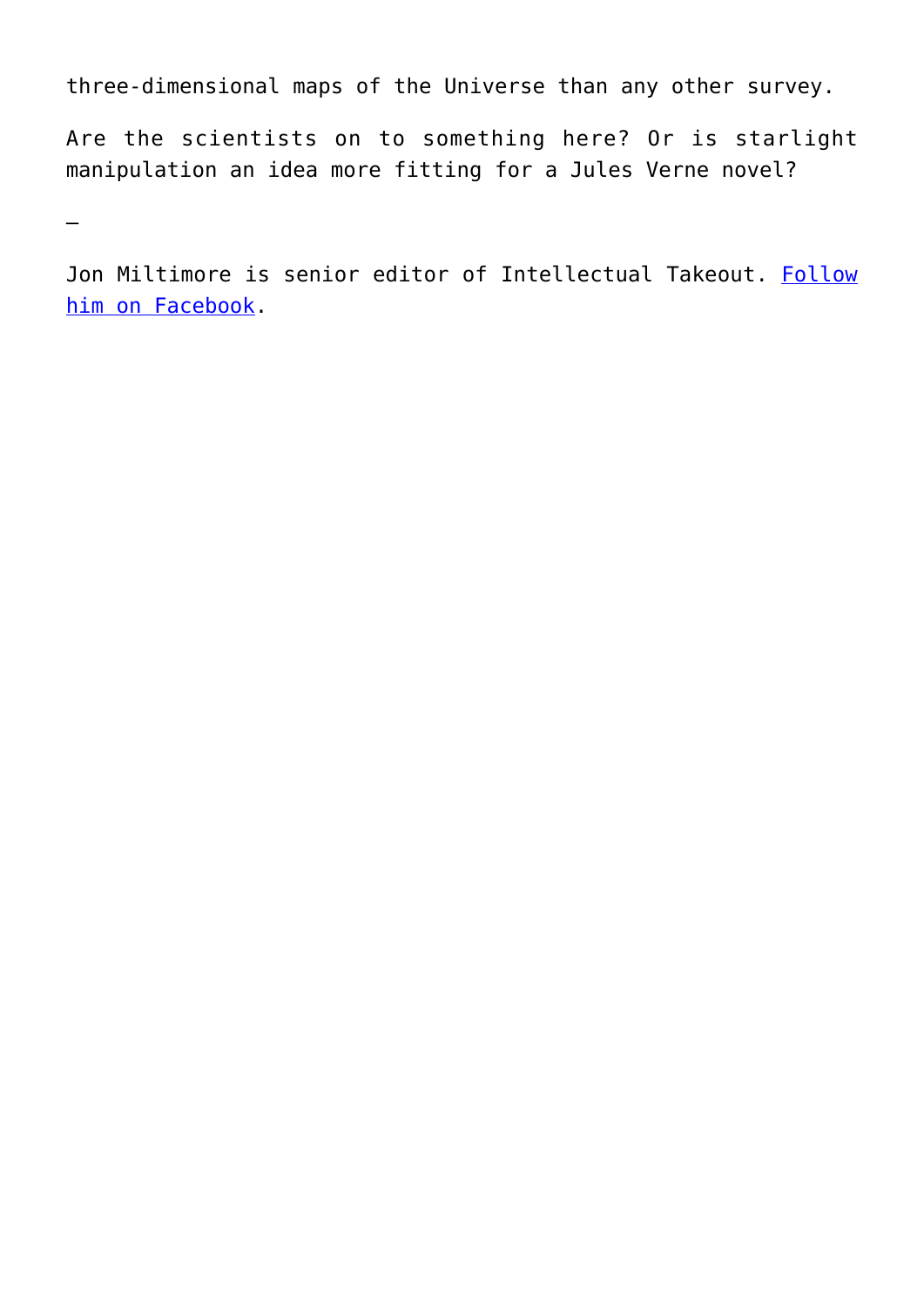three-dimensional maps of the Universe than any other survey.

Are the scientists on to something here? Or is starlight manipulation an idea more fitting for a Jules Verne novel?

—

Jon Miltimore is senior editor of Intellectual Takeout. [Follow him on Facebook](#).